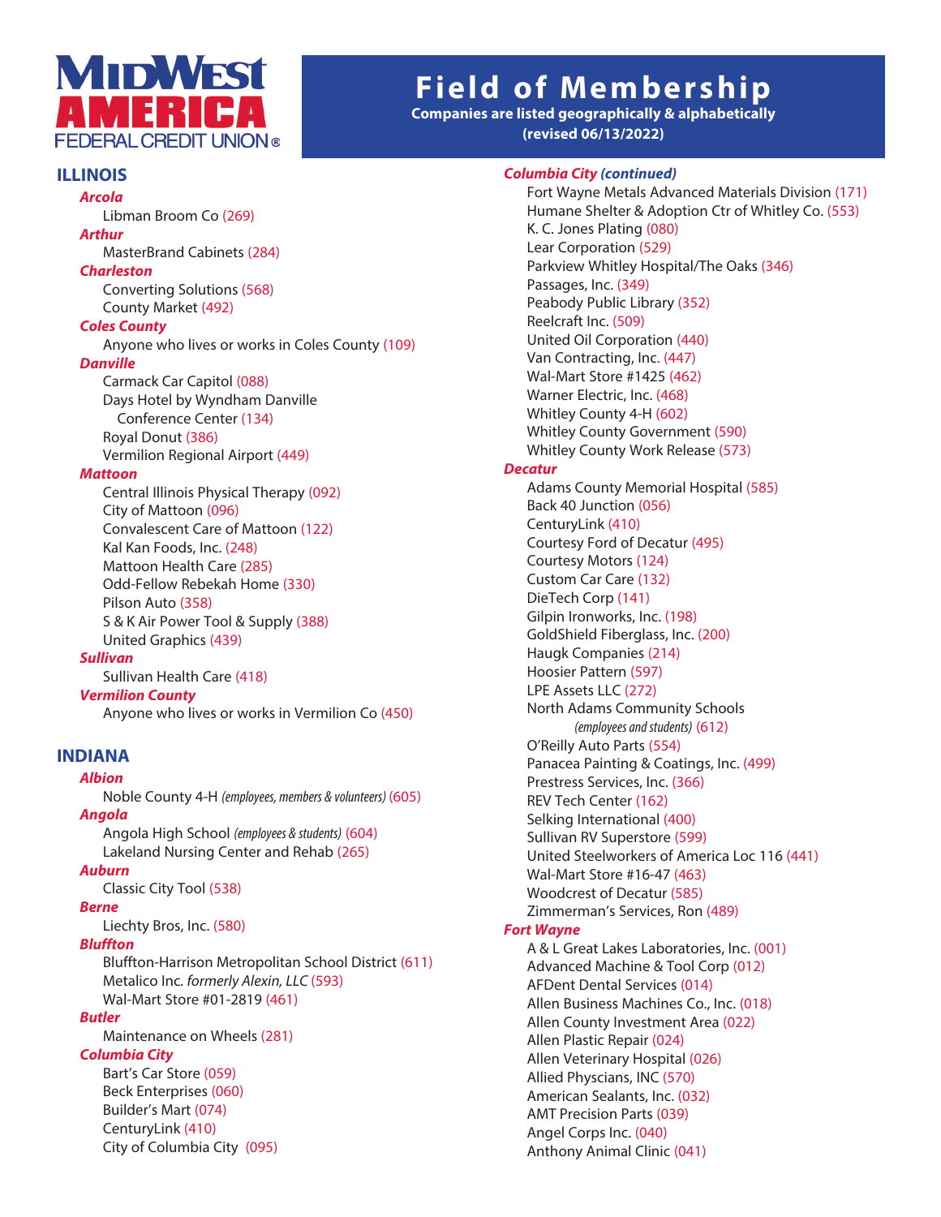# MidWest America Federal Credit Union®

# Field of Membership

**Companies are listed geographically & alphabetically**
**(revised 06/13/2022)**

## ILLINOIS

### *Arcola*
Libman Broom Co (269)

### *Arthur*
MasterBrand Cabinets (284)

### *Charleston*
Converting Solutions (568)
County Market (492)

### *Coles County*
Anyone who lives or works in Coles County (109)

### *Danville*
Carmack Car Capitol (088)
Days Hotel by Wyndham Danville Conference Center (134)
Royal Donut (386)
Vermilion Regional Airport (449)

### *Mattoon*
Central Illinois Physical Therapy (092)
City of Mattoon (096)
Convalescent Care of Mattoon (122)
Kal Kan Foods, Inc. (248)
Mattoon Health Care (285)
Odd-Fellow Rebekah Home (330)
Pilson Auto (358)
S & K Air Power Tool & Supply (388)
United Graphics (439)

### *Sullivan*
Sullivan Health Care (418)

### *Vermilion County*
Anyone who lives or works in Vermilion Co (450)

## INDIANA

### *Albion*
Noble County 4-H *(employees, members & volunteers)* (605)

### *Angola*
Angola High School *(employees & students)* (604)
Lakeland Nursing Center and Rehab (265)

### *Auburn*
Classic City Tool (538)

### *Berne*
Liechty Bros, Inc. (580)

### *Bluffton*
Bluffton-Harrison Metropolitan School District (611)
Metalico Inc. *formerly Alexin, LLC* (593)
Wal-Mart Store #01-2819 (461)

### *Butler*
Maintenance on Wheels (281)

### *Columbia City*
Bart's Car Store (059)
Beck Enterprises (060)
Builder's Mart (074)
CenturyLink (410)
City of Columbia City (095)

### *Columbia City (continued)*
Fort Wayne Metals Advanced Materials Division (171)
Humane Shelter & Adoption Ctr of Whitley Co. (553)
K. C. Jones Plating (080)
Lear Corporation (529)
Parkview Whitley Hospital/The Oaks (346)
Passages, Inc. (349)
Peabody Public Library (352)
Reelcraft Inc. (509)
United Oil Corporation (440)
Van Contracting, Inc. (447)
Wal-Mart Store #1425 (462)
Warner Electric, Inc. (468)
Whitley County 4-H (602)
Whitley County Government (590)
Whitley County Work Release (573)

### *Decatur*
Adams County Memorial Hospital (585)
Back 40 Junction (056)
CenturyLink (410)
Courtesy Ford of Decatur (495)
Courtesy Motors (124)
Custom Car Care (132)
DieTech Corp (141)
Gilpin Ironworks, Inc. (198)
GoldShield Fiberglass, Inc. (200)
Haugk Companies (214)
Hoosier Pattern (597)
LPE Assets LLC (272)
North Adams Community Schools *(employees and students)* (612)
O'Reilly Auto Parts (554)
Panacea Painting & Coatings, Inc. (499)
Prestress Services, Inc. (366)
REV Tech Center (162)
Selking International (400)
Sullivan RV Superstore (599)
United Steelworkers of America Loc 116 (441)
Wal-Mart Store #16-47 (463)
Woodcrest of Decatur (585)
Zimmerman's Services, Ron (489)

### *Fort Wayne*
A & L Great Lakes Laboratories, Inc. (001)
Advanced Machine & Tool Corp (012)
AFDent Dental Services (014)
Allen Business Machines Co., Inc. (018)
Allen County Investment Area (022)
Allen Plastic Repair (024)
Allen Veterinary Hospital (026)
Allied Physcians, INC (570)
American Sealants, Inc. (032)
AMT Precision Parts (039)
Angel Corps Inc. (040)
Anthony Animal Clinic (041)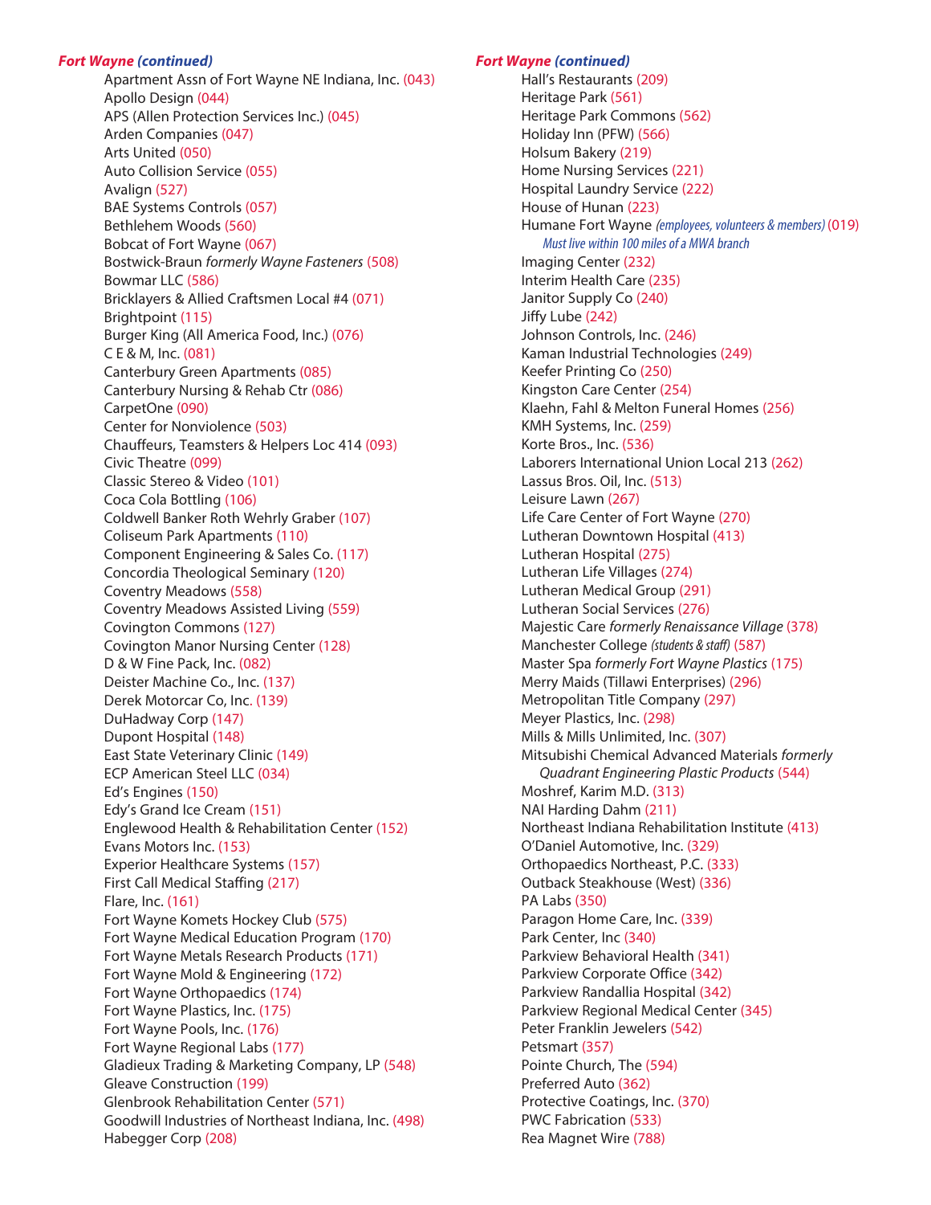### *Fort Wayne (continued)*

- Apartment Assn of Fort Wayne NE Indiana, Inc. (043)
- Apollo Design (044)
- APS (Allen Protection Services Inc.) (045)
- Arden Companies (047)
- Arts United (050)
- Auto Collision Service (055)
- Avalign (527)
- BAE Systems Controls (057)
- Bethlehem Woods (560)
- Bobcat of Fort Wayne (067)
- Bostwick-Braun *formerly Wayne Fasteners* (508)
- Bowmar LLC (586)
- Bricklayers & Allied Craftsmen Local #4 (071)
- Brightpoint (115)
- Burger King (All America Food, Inc.) (076)
- C E & M, Inc. (081)
- Canterbury Green Apartments (085)
- Canterbury Nursing & Rehab Ctr (086)
- CarpetOne (090)
- Center for Nonviolence (503)
- Chauffeurs, Teamsters & Helpers Loc 414 (093)
- Civic Theatre (099)
- Classic Stereo & Video (101)
- Coca Cola Bottling (106)
- Coldwell Banker Roth Wehrly Graber (107)
- Coliseum Park Apartments (110)
- Component Engineering & Sales Co. (117)
- Concordia Theological Seminary (120)
- Coventry Meadows (558)
- Coventry Meadows Assisted Living (559)
- Covington Commons (127)
- Covington Manor Nursing Center (128)
- D & W Fine Pack, Inc. (082)
- Deister Machine Co., Inc. (137)
- Derek Motorcar Co, Inc. (139)
- DuHadway Corp (147)
- Dupont Hospital (148)
- East State Veterinary Clinic (149)
- ECP American Steel LLC (034)
- Ed's Engines (150)
- Edy's Grand Ice Cream (151)
- Englewood Health & Rehabilitation Center (152)
- Evans Motors Inc. (153)
- Experior Healthcare Systems (157)
- First Call Medical Staffing (217)
- Flare, Inc. (161)
- Fort Wayne Komets Hockey Club (575)
- Fort Wayne Medical Education Program (170)
- Fort Wayne Metals Research Products (171)
- Fort Wayne Mold & Engineering (172)
- Fort Wayne Orthopaedics (174)
- Fort Wayne Plastics, Inc. (175)
- Fort Wayne Pools, Inc. (176)
- Fort Wayne Regional Labs (177)
- Gladieux Trading & Marketing Company, LP (548)
- Gleave Construction (199)
- Glenbrook Rehabilitation Center (571)
- Goodwill Industries of Northeast Indiana, Inc. (498)
- Habegger Corp (208)

### *Fort Wayne (continued)*

- Hall's Restaurants (209)
- Heritage Park (561)
- Heritage Park Commons (562)
- Holiday Inn (PFW) (566)
- Holsum Bakery (219)
- Home Nursing Services (221)
- Hospital Laundry Service (222)
- House of Hunan (223)
- Humane Fort Wayne *(employees, volunteers & members)* (019)
  *Must live within 100 miles of a MWA branch*
- Imaging Center (232)
- Interim Health Care (235)
- Janitor Supply Co (240)
- Jiffy Lube (242)
- Johnson Controls, Inc. (246)
- Kaman Industrial Technologies (249)
- Keefer Printing Co (250)
- Kingston Care Center (254)
- Klaehn, Fahl & Melton Funeral Homes (256)
- KMH Systems, Inc. (259)
- Korte Bros., Inc. (536)
- Laborers International Union Local 213 (262)
- Lassus Bros. Oil, Inc. (513)
- Leisure Lawn (267)
- Life Care Center of Fort Wayne (270)
- Lutheran Downtown Hospital (413)
- Lutheran Hospital (275)
- Lutheran Life Villages (274)
- Lutheran Medical Group (291)
- Lutheran Social Services (276)
- Majestic Care *formerly Renaissance Village* (378)
- Manchester College *(students & staff)* (587)
- Master Spa *formerly Fort Wayne Plastics* (175)
- Merry Maids (Tillawi Enterprises) (296)
- Metropolitan Title Company (297)
- Meyer Plastics, Inc. (298)
- Mills & Mills Unlimited, Inc. (307)
- Mitsubishi Chemical Advanced Materials *formerly Quadrant Engineering Plastic Products* (544)
- Moshref, Karim M.D. (313)
- NAI Harding Dahm (211)
- Northeast Indiana Rehabilitation Institute (413)
- O'Daniel Automotive, Inc. (329)
- Orthopaedics Northeast, P.C. (333)
- Outback Steakhouse (West) (336)
- PA Labs (350)
- Paragon Home Care, Inc. (339)
- Park Center, Inc (340)
- Parkview Behavioral Health (341)
- Parkview Corporate Office (342)
- Parkview Randallia Hospital (342)
- Parkview Regional Medical Center (345)
- Peter Franklin Jewelers (542)
- Petsmart (357)
- Pointe Church, The (594)
- Preferred Auto (362)
- Protective Coatings, Inc. (370)
- PWC Fabrication (533)
- Rea Magnet Wire (788)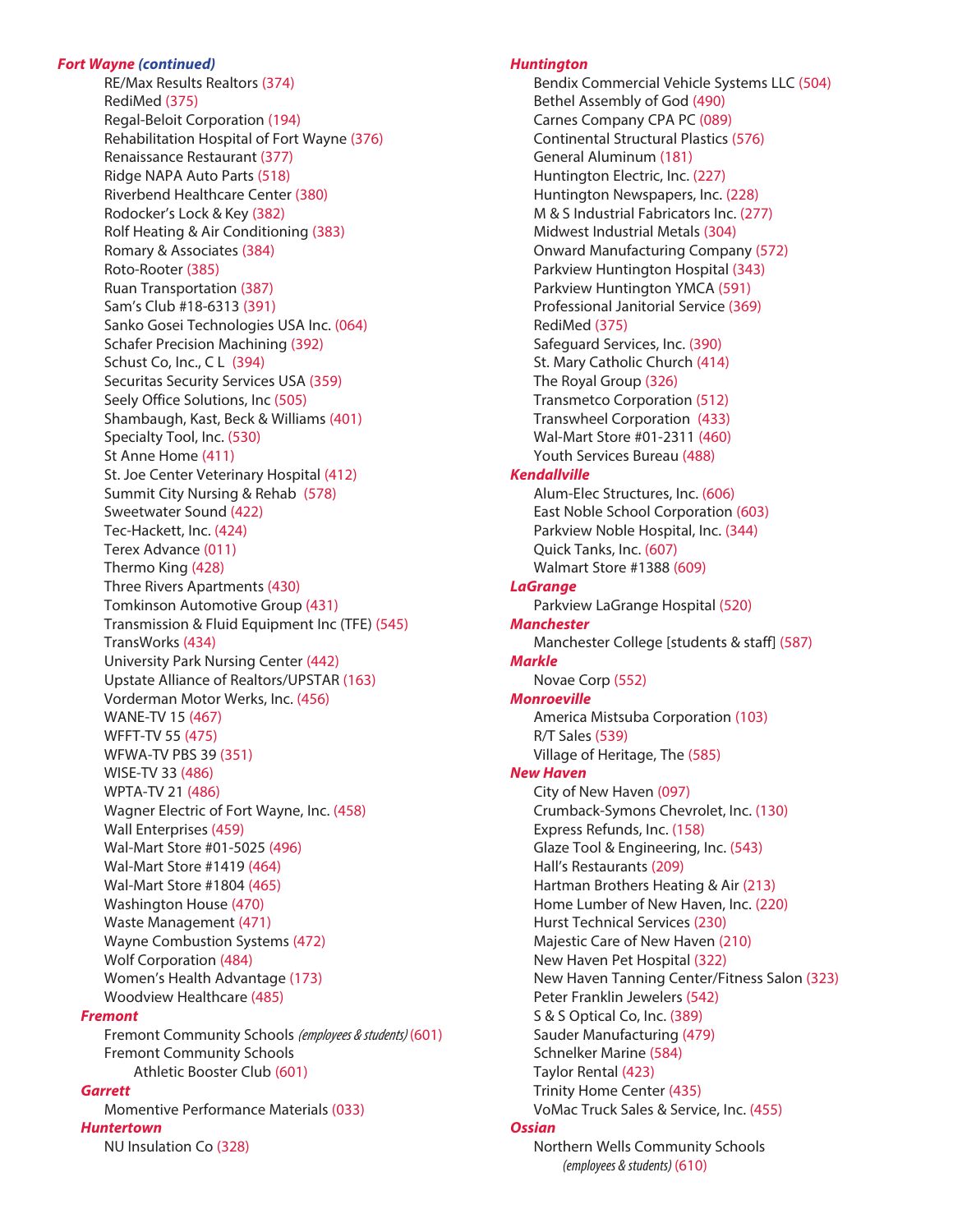***Fort Wayne (continued)***

RE/Max Results Realtors (374)
RediMed (375)
Regal-Beloit Corporation (194)
Rehabilitation Hospital of Fort Wayne (376)
Renaissance Restaurant (377)
Ridge NAPA Auto Parts (518)
Riverbend Healthcare Center (380)
Rodocker's Lock & Key (382)
Rolf Heating & Air Conditioning (383)
Romary & Associates (384)
Roto-Rooter (385)
Ruan Transportation (387)
Sam's Club #18-6313 (391)
Sanko Gosei Technologies USA Inc. (064)
Schafer Precision Machining (392)
Schust Co, Inc., C L (394)
Securitas Security Services USA (359)
Seely Office Solutions, Inc (505)
Shambaugh, Kast, Beck & Williams (401)
Specialty Tool, Inc. (530)
St Anne Home (411)
St. Joe Center Veterinary Hospital (412)
Summit City Nursing & Rehab (578)
Sweetwater Sound (422)
Tec-Hackett, Inc. (424)
Terex Advance (011)
Thermo King (428)
Three Rivers Apartments (430)
Tomkinson Automotive Group (431)
Transmission & Fluid Equipment Inc (TFE) (545)
TransWorks (434)
University Park Nursing Center (442)
Upstate Alliance of Realtors/UPSTAR (163)
Vorderman Motor Werks, Inc. (456)
WANE-TV 15 (467)
WFFT-TV 55 (475)
WFWA-TV PBS 39 (351)
WISE-TV 33 (486)
WPTA-TV 21 (486)
Wagner Electric of Fort Wayne, Inc. (458)
Wall Enterprises (459)
Wal-Mart Store #01-5025 (496)
Wal-Mart Store #1419 (464)
Wal-Mart Store #1804 (465)
Washington House (470)
Waste Management (471)
Wayne Combustion Systems (472)
Wolf Corporation (484)
Women's Health Advantage (173)
Woodview Healthcare (485)

***Fremont***

Fremont Community Schools *(employees & students)* (601)
Fremont Community Schools
Athletic Booster Club (601)

***Garrett***

Momentive Performance Materials (033)

***Huntertown***

NU Insulation Co (328)

***Huntington***

Bendix Commercial Vehicle Systems LLC (504)
Bethel Assembly of God (490)
Carnes Company CPA PC (089)
Continental Structural Plastics (576)
General Aluminum (181)
Huntington Electric, Inc. (227)
Huntington Newspapers, Inc. (228)
M & S Industrial Fabricators Inc. (277)
Midwest Industrial Metals (304)
Onward Manufacturing Company (572)
Parkview Huntington Hospital (343)
Parkview Huntington YMCA (591)
Professional Janitorial Service (369)
RediMed (375)
Safeguard Services, Inc. (390)
St. Mary Catholic Church (414)
The Royal Group (326)
Transmetco Corporation (512)
Transwheel Corporation (433)
Wal-Mart Store #01-2311 (460)
Youth Services Bureau (488)

***Kendallville***

Alum-Elec Structures, Inc. (606)
East Noble School Corporation (603)
Parkview Noble Hospital, Inc. (344)
Quick Tanks, Inc. (607)
Walmart Store #1388 (609)

***LaGrange***

Parkview LaGrange Hospital (520)

***Manchester***

Manchester College [students & staff] (587)

***Markle***

Novae Corp (552)

***Monroeville***

America Mistsuba Corporation (103)
R/T Sales (539)
Village of Heritage, The (585)

***New Haven***

City of New Haven (097)
Crumback-Symons Chevrolet, Inc. (130)
Express Refunds, Inc. (158)
Glaze Tool & Engineering, Inc. (543)
Hall's Restaurants (209)
Hartman Brothers Heating & Air (213)
Home Lumber of New Haven, Inc. (220)
Hurst Technical Services (230)
Majestic Care of New Haven (210)
New Haven Pet Hospital (322)
New Haven Tanning Center/Fitness Salon (323)
Peter Franklin Jewelers (542)
S & S Optical Co, Inc. (389)
Sauder Manufacturing (479)
Schnelker Marine (584)
Taylor Rental (423)
Trinity Home Center (435)
VoMac Truck Sales & Service, Inc. (455)

***Ossian***

Northern Wells Community Schools
*(employees & students)* (610)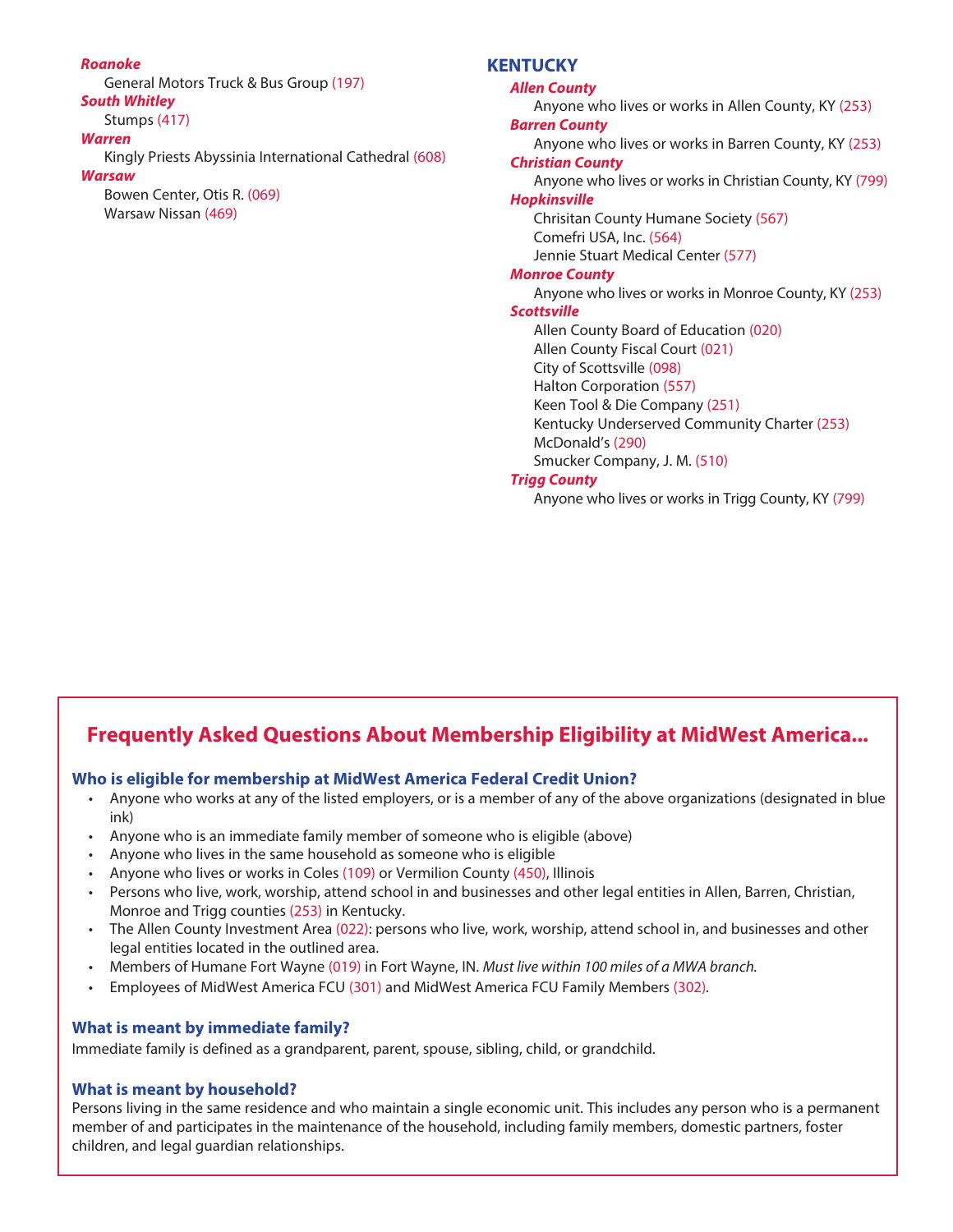***Roanoke***

General Motors Truck & Bus Group (197)

***South Whitley***

Stumps (417)

***Warren***

Kingly Priests Abyssinia International Cathedral (608)

***Warsaw***

Bowen Center, Otis R. (069)

Warsaw Nissan (469)

## KENTUCKY

***Allen County***

Anyone who lives or works in Allen County, KY (253)

***Barren County***

Anyone who lives or works in Barren County, KY (253)

***Christian County***

Anyone who lives or works in Christian County, KY (799)

***Hopkinsville***

Chrisitan County Humane Society (567)

Comefri USA, Inc. (564)

Jennie Stuart Medical Center (577)

***Monroe County***

Anyone who lives or works in Monroe County, KY (253)

***Scottsville***

Allen County Board of Education (020)

Allen County Fiscal Court (021)

City of Scottsville (098)

Halton Corporation (557)

Keen Tool & Die Company (251)

Kentucky Underserved Community Charter (253)

McDonald's (290)

Smucker Company, J. M. (510)

***Trigg County***

Anyone who lives or works in Trigg County, KY (799)

## Frequently Asked Questions About Membership Eligibility at MidWest America...

### Who is eligible for membership at MidWest America Federal Credit Union?

- Anyone who works at any of the listed employers, or is a member of any of the above organizations (designated in blue ink)
- Anyone who is an immediate family member of someone who is eligible (above)
- Anyone who lives in the same household as someone who is eligible
- Anyone who lives or works in Coles (109) or Vermilion County (450), Illinois
- Persons who live, work, worship, attend school in and businesses and other legal entities in Allen, Barren, Christian, Monroe and Trigg counties (253) in Kentucky.
- The Allen County Investment Area (022): persons who live, work, worship, attend school in, and businesses and other legal entities located in the outlined area.
- Members of Humane Fort Wayne (019) in Fort Wayne, IN. *Must live within 100 miles of a MWA branch.*
- Employees of MidWest America FCU (301) and MidWest America FCU Family Members (302).

### What is meant by immediate family?

Immediate family is defined as a grandparent, parent, spouse, sibling, child, or grandchild.

### What is meant by household?

Persons living in the same residence and who maintain a single economic unit. This includes any person who is a permanent member of and participates in the maintenance of the household, including family members, domestic partners, foster children, and legal guardian relationships.